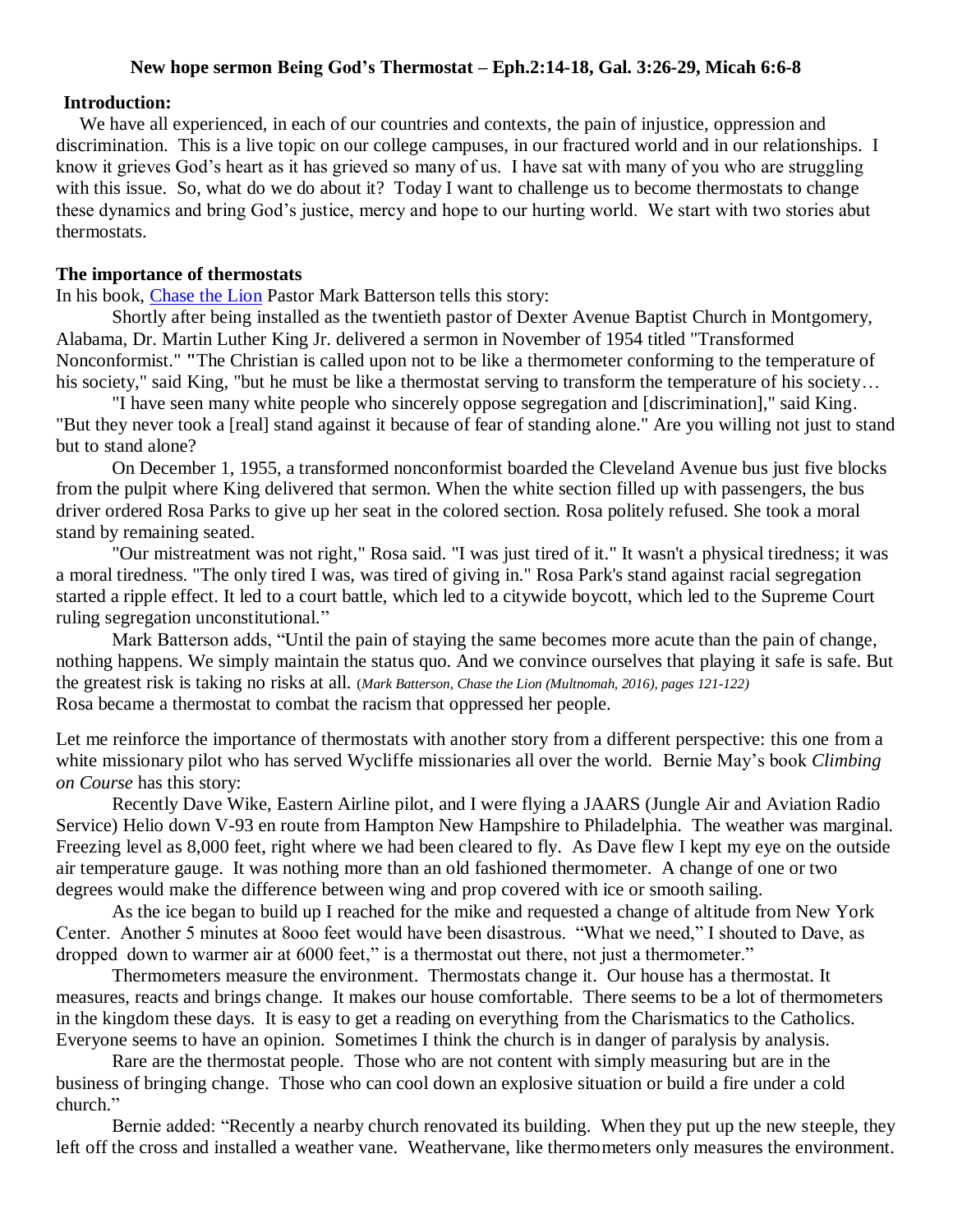**New hope sermon Being God's Thermostat – Eph.2:14-18, Gal. 3:26-29, Micah 6:6-8**

**Introduction:**

We have all experienced, in each of our countries and contexts, the pain of injustice, oppression and discrimination. This is a live topic on our college campuses, in our fractured world and in our relationships. I know it grieves God's heart as it has grieved so many of us. I have sat with many of you who are struggling with this issue. So, what do we do about it? Today I want to challenge us to become thermostats to change these dynamics and bring God's justice, mercy and hope to our hurting world. We start with two stories abut thermostats.

**The importance of thermostats**

In his book, Chase the Lion Pastor Mark Batterson tells this story:

Shortly after being installed as the twentieth pastor of Dexter Avenue Baptist Church in Montgomery, Alabama, Dr. Martin Luther King Jr. delivered a sermon in November of 1954 titled "Transformed Nonconformist." "The Christian is called upon not to be like a thermometer conforming to the temperature of his society," said King, "but he must be like a thermostat serving to transform the temperature of his society…

"I have seen many white people who sincerely oppose segregation and [discrimination]," said King. "But they never took a [real] stand against it because of fear of standing alone." Are you willing not just to stand but to stand alone?

On December 1, 1955, a transformed nonconformist boarded the Cleveland Avenue bus just five blocks from the pulpit where King delivered that sermon. When the white section filled up with passengers, the bus driver ordered Rosa Parks to give up her seat in the colored section. Rosa politely refused. She took a moral stand by remaining seated.

"Our mistreatment was not right," Rosa said. "I was just tired of it." It wasn't a physical tiredness; it was a moral tiredness. "The only tired I was, was tired of giving in." Rosa Park's stand against racial segregation started a ripple effect. It led to a court battle, which led to a citywide boycott, which led to the Supreme Court ruling segregation unconstitutional."

Mark Batterson adds, "Until the pain of staying the same becomes more acute than the pain of change, nothing happens. We simply maintain the status quo. And we convince ourselves that playing it safe is safe. But the greatest risk is taking no risks at all. (*Mark Batterson, Chase the Lion (Multnomah, 2016), pages 121-122)*

Rosa became a thermostat to combat the racism that oppressed her people.

Let me reinforce the importance of thermostats with another story from a different perspective: this one from a white missionary pilot who has served Wycliffe missionaries all over the world. Bernie May's book *Climbing on Course* has this story:

Recently Dave Wike, Eastern Airline pilot, and I were flying a JAARS (Jungle Air and Aviation Radio Service) Helio down V-93 en route from Hampton New Hampshire to Philadelphia. The weather was marginal. Freezing level as 8,000 feet, right where we had been cleared to fly. As Dave flew I kept my eye on the outside air temperature gauge. It was nothing more than an old fashioned thermometer. A change of one or two degrees would make the difference between wing and prop covered with ice or smooth sailing.

As the ice began to build up I reached for the mike and requested a change of altitude from New York Center. Another 5 minutes at 8ooo feet would have been disastrous. "What we need," I shouted to Dave, as dropped down to warmer air at 6000 feet," is a thermostat out there, not just a thermometer."

Thermometers measure the environment. Thermostats change it. Our house has a thermostat. It measures, reacts and brings change. It makes our house comfortable. There seems to be a lot of thermometers in the kingdom these days. It is easy to get a reading on everything from the Charismatics to the Catholics. Everyone seems to have an opinion. Sometimes I think the church is in danger of paralysis by analysis.

Rare are the thermostat people. Those who are not content with simply measuring but are in the business of bringing change. Those who can cool down an explosive situation or build a fire under a cold church."

Bernie added: "Recently a nearby church renovated its building. When they put up the new steeple, they left off the cross and installed a weather vane. Weathervane, like thermometers only measures the environment.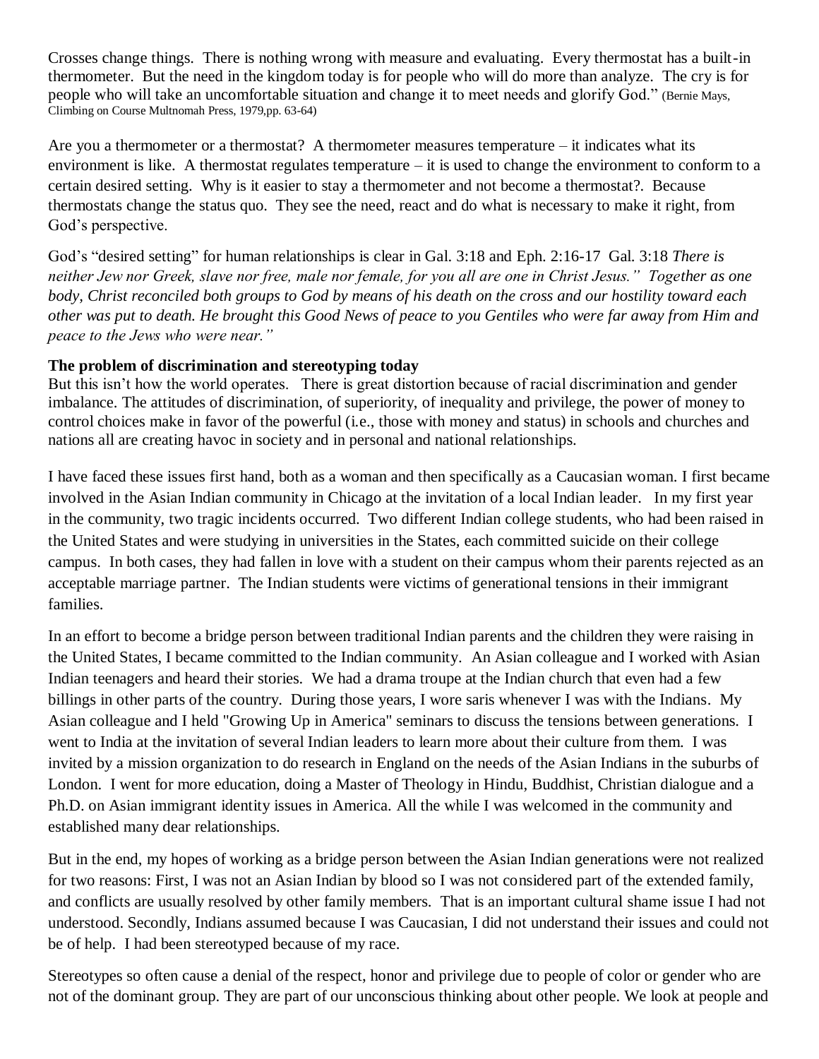Crosses change things. There is nothing wrong with measure and evaluating. Every thermostat has a built-in thermometer. But the need in the kingdom today is for people who will do more than analyze. The cry is for people who will take an uncomfortable situation and change it to meet needs and glorify God." (Bernie Mays, Climbing on Course Multnomah Press, 1979,pp. 63-64)

Are you a thermometer or a thermostat? A thermometer measures temperature – it indicates what its environment is like. A thermostat regulates temperature – it is used to change the environment to conform to a certain desired setting. Why is it easier to stay a thermometer and not become a thermostat?. Because thermostats change the status quo. They see the need, react and do what is necessary to make it right, from God's perspective.

God's "desired setting" for human relationships is clear in Gal. 3:18 and Eph. 2:16-17 Gal. 3:18 *There is neither Jew nor Greek, slave nor free, male nor female, for you all are one in Christ Jesus." Together as one body, Christ reconciled both groups to God by means of his death on the cross and our hostility toward each other was put to death. He brought this Good News of peace to you Gentiles who were far away from Him and peace to the Jews who were near."*

**The problem of discrimination and stereotyping today**

But this isn't how the world operates. There is great distortion because of racial discrimination and gender imbalance. The attitudes of discrimination, of superiority, of inequality and privilege, the power of money to control choices make in favor of the powerful (i.e., those with money and status) in schools and churches and nations all are creating havoc in society and in personal and national relationships.

I have faced these issues first hand, both as a woman and then specifically as a Caucasian woman. I first became involved in the Asian Indian community in Chicago at the invitation of a local Indian leader. In my first year in the community, two tragic incidents occurred. Two different Indian college students, who had been raised in the United States and were studying in universities in the States, each committed suicide on their college campus. In both cases, they had fallen in love with a student on their campus whom their parents rejected as an acceptable marriage partner. The Indian students were victims of generational tensions in their immigrant families.

In an effort to become a bridge person between traditional Indian parents and the children they were raising in the United States, I became committed to the Indian community. An Asian colleague and I worked with Asian Indian teenagers and heard their stories. We had a drama troupe at the Indian church that even had a few billings in other parts of the country. During those years, I wore saris whenever I was with the Indians. My Asian colleague and I held "Growing Up in America" seminars to discuss the tensions between generations. I went to India at the invitation of several Indian leaders to learn more about their culture from them. I was invited by a mission organization to do research in England on the needs of the Asian Indians in the suburbs of London. I went for more education, doing a Master of Theology in Hindu, Buddhist, Christian dialogue and a Ph.D. on Asian immigrant identity issues in America. All the while I was welcomed in the community and established many dear relationships.

But in the end, my hopes of working as a bridge person between the Asian Indian generations were not realized for two reasons: First, I was not an Asian Indian by blood so I was not considered part of the extended family, and conflicts are usually resolved by other family members. That is an important cultural shame issue I had not understood. Secondly, Indians assumed because I was Caucasian, I did not understand their issues and could not be of help. I had been stereotyped because of my race.

Stereotypes so often cause a denial of the respect, honor and privilege due to people of color or gender who are not of the dominant group. They are part of our unconscious thinking about other people. We look at people and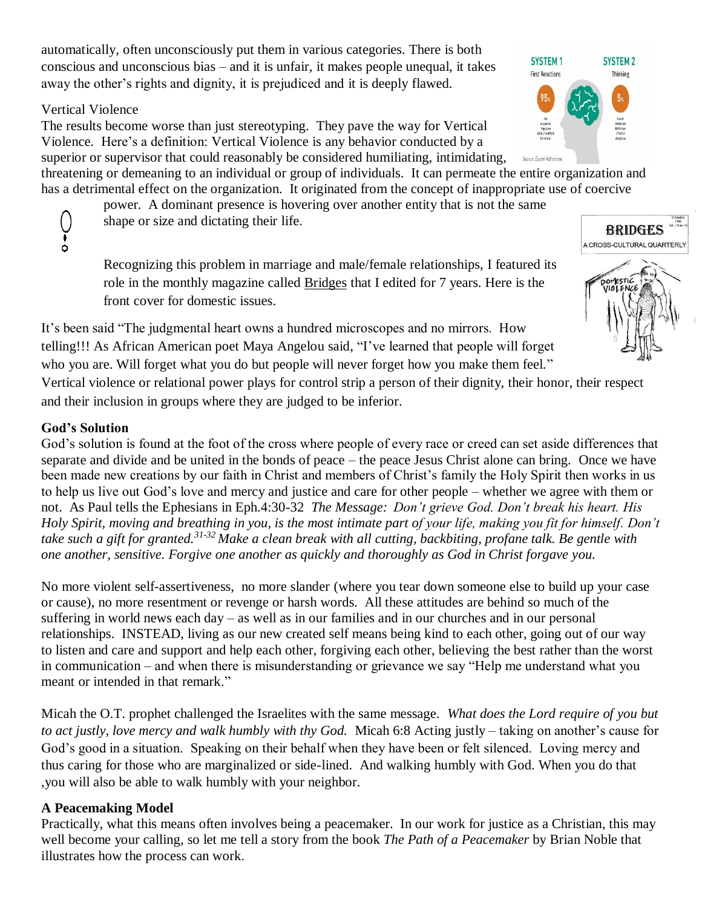automatically, often unconsciously put them in various categories. There is both conscious and unconscious bias – and it is unfair, it makes people unequal, it takes away the other's rights and dignity, it is prejudiced and it is deeply flawed.

Vertical Violence

The results become worse than just stereotyping. They pave the way for Vertical Violence. Here's a definition: Vertical Violence is any behavior conducted by a superior or supervisor that could reasonably be considered humiliating, intimidating, threatening or demeaning to an individual or group of individuals. It can permeate the entire organization and has a detrimental effect on the organization. It originated from the concept of inappropriate use of coercive power. A dominant presence is hovering over another entity that is not the same shape or size and dictating their life.

Recognizing this problem in marriage and male/female relationships, I featured its role in the monthly magazine called Bridges that I edited for 7 years. Here is the front cover for domestic issues.

It's been said "The judgmental heart owns a hundred microscopes and no mirrors. How telling!!! As African American poet Maya Angelou said, "I've learned that people will forget who you are. Will forget what you do but people will never forget how you make them feel." Vertical violence or relational power plays for control strip a person of their dignity, their honor, their respect and their inclusion in groups where they are judged to be inferior.

**God's Solution**

God's solution is found at the foot of the cross where people of every race or creed can set aside differences that separate and divide and be united in the bonds of peace – the peace Jesus Christ alone can bring. Once we have been made new creations by our faith in Christ and members of Christ's family the Holy Spirit then works in us to help us live out God's love and mercy and justice and care for other people – whether we agree with them or not. As Paul tells the Ephesians in Eph.4:30-32 *The Message: Don't grieve God. Don't break his heart. His Holy Spirit, moving and breathing in you, is the most intimate part of your life, making you fit for himself. Don't take such a gift for granted.*[31-32] *Make a clean break with all cutting, backbiting, profane talk. Be gentle with one another, sensitive. Forgive one another as quickly and thoroughly as God in Christ forgave you.*

No more violent self-assertiveness, no more slander (where you tear down someone else to build up your case or cause), no more resentment or revenge or harsh words. All these attitudes are behind so much of the suffering in world news each day – as well as in our families and in our churches and in our personal relationships. INSTEAD, living as our new created self means being kind to each other, going out of our way to listen and care and support and help each other, forgiving each other, believing the best rather than the worst in communication – and when there is misunderstanding or grievance we say "Help me understand what you meant or intended in that remark."

Micah the O.T. prophet challenged the Israelites with the same message. *What does the Lord require of you but to act justly, love mercy and walk humbly with thy God.* Micah 6:8 Acting justly – taking on another's cause for God's good in a situation. Speaking on their behalf when they have been or felt silenced. Loving mercy and thus caring for those who are marginalized or side-lined. And walking humbly with God. When you do that ,you will also be able to walk humbly with your neighbor.

**A Peacemaking Model**

Practically, what this means often involves being a peacemaker. In our work for justice as a Christian, this may well become your calling, so let me tell a story from the book *The Path of a Peacemaker* by Brian Noble that illustrates how the process can work.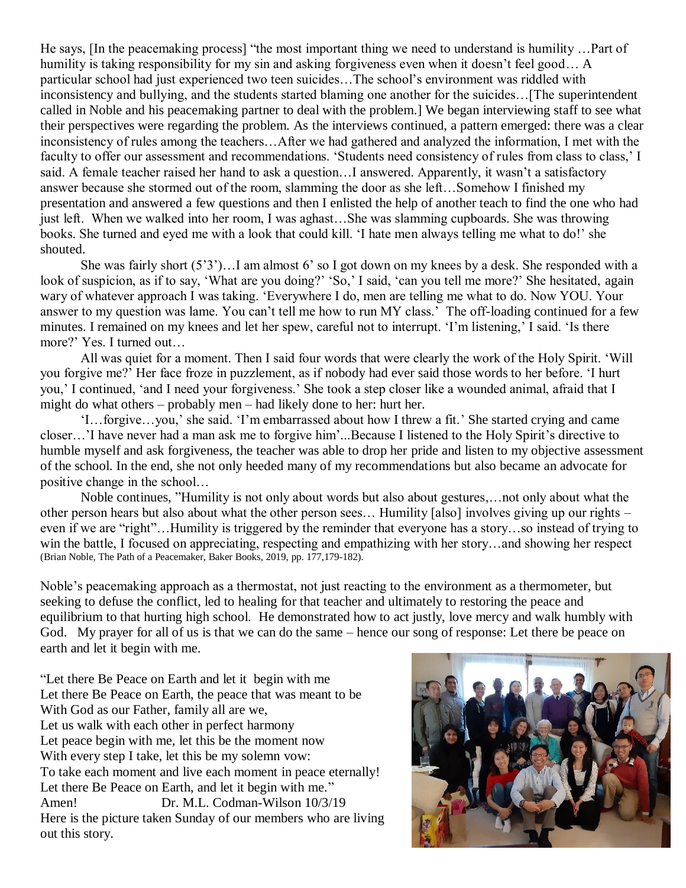He says, [In the peacemaking process] "the most important thing we need to understand is humility …Part of humility is taking responsibility for my sin and asking forgiveness even when it doesn't feel good… A particular school had just experienced two teen suicides…The school's environment was riddled with inconsistency and bullying, and the students started blaming one another for the suicides…[The superintendent called in Noble and his peacemaking partner to deal with the problem.] We began interviewing staff to see what their perspectives were regarding the problem. As the interviews continued, a pattern emerged: there was a clear inconsistency of rules among the teachers…After we had gathered and analyzed the information, I met with the faculty to offer our assessment and recommendations. 'Students need consistency of rules from class to class,' I said. A female teacher raised her hand to ask a question…I answered. Apparently, it wasn't a satisfactory answer because she stormed out of the room, slamming the door as she left…Somehow I finished my presentation and answered a few questions and then I enlisted the help of another teach to find the one who had just left. When we walked into her room, I was aghast…She was slamming cupboards. She was throwing books. She turned and eyed me with a look that could kill. 'I hate men always telling me what to do!' she shouted.

She was fairly short (5'3')…I am almost 6' so I got down on my knees by a desk. She responded with a look of suspicion, as if to say, 'What are you doing?' 'So,' I said, 'can you tell me more?' She hesitated, again wary of whatever approach I was taking. 'Everywhere I do, men are telling me what to do. Now YOU. Your answer to my question was lame. You can't tell me how to run MY class.' The off-loading continued for a few minutes. I remained on my knees and let her spew, careful not to interrupt. 'I'm listening,' I said. 'Is there more?' Yes. I turned out…

All was quiet for a moment. Then I said four words that were clearly the work of the Holy Spirit. 'Will you forgive me?' Her face froze in puzzlement, as if nobody had ever said those words to her before. 'I hurt you,' I continued, 'and I need your forgiveness.' She took a step closer like a wounded animal, afraid that I might do what others – probably men – had likely done to her: hurt her.

'I…forgive…you,' she said. 'I'm embarrassed about how I threw a fit.' She started crying and came closer…'I have never had a man ask me to forgive him'...Because I listened to the Holy Spirit's directive to humble myself and ask forgiveness, the teacher was able to drop her pride and listen to my objective assessment of the school. In the end, she not only heeded many of my recommendations but also became an advocate for positive change in the school…

Noble continues, "Humility is not only about words but also about gestures,…not only about what the other person hears but also about what the other person sees… Humility [also] involves giving up our rights – even if we are "right"…Humility is triggered by the reminder that everyone has a story…so instead of trying to win the battle, I focused on appreciating, respecting and empathizing with her story…and showing her respect (Brian Noble, The Path of a Peacemaker, Baker Books, 2019, pp. 177,179-182).

Noble's peacemaking approach as a thermostat, not just reacting to the environment as a thermometer, but seeking to defuse the conflict, led to healing for that teacher and ultimately to restoring the peace and equilibrium to that hurting high school. He demonstrated how to act justly, love mercy and walk humbly with God. My prayer for all of us is that we can do the same – hence our song of response: Let there be peace on earth and let it begin with me.

"Let there Be Peace on Earth and let it begin with me  
Let there Be Peace on Earth, the peace that was meant to be  
With God as our Father, family all are we,  
Let us walk with each other in perfect harmony  
Let peace begin with me, let this be the moment now  
With every step I take, let this be my solemn vow:  
To take each moment and live each moment in peace eternally!  
Let there Be Peace on Earth, and let it begin with me."  
Amen! Dr. M.L. Codman-Wilson 10/3/19  
Here is the picture taken Sunday of our members who are living out this story.